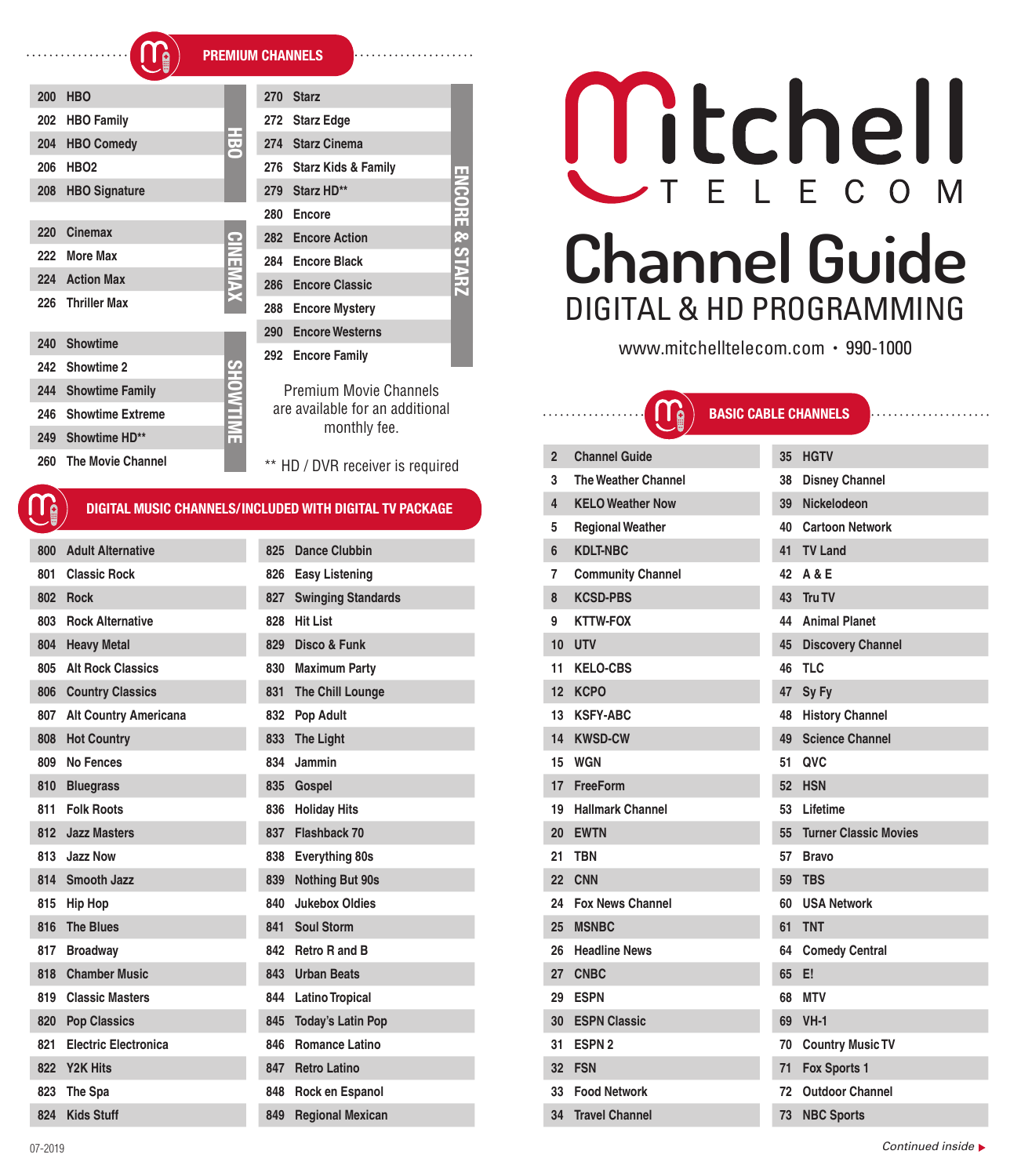# Mitchell TELECOM

# Channel Guide

## DIGITAL & HD PROGRAMMING

www.mitchelltelecom.com • 990-1000

## PREMIUM CHANNELS

**HBO**

| | |
|---|---|
| 200 | HBO |
| 202 | HBO Family |
| 204 | HBO Comedy |
| 206 | HBO2 |
| 208 | HBO Signature |

**CINEMAX**

| | |
|---|---|
| 220 | Cinemax |
| 222 | More Max |
| 224 | Action Max |
| 226 | Thriller Max |

**SHOWTIME**

| | |
|---|---|
| 240 | Showtime |
| 242 | Showtime 2 |
| 244 | Showtime Family |
| 246 | Showtime Extreme |
| 249 | Showtime HD** |
| 260 | The Movie Channel |

**ENCORE & STARZ**

| | |
|---|---|
| 270 | Starz |
| 272 | Starz Edge |
| 274 | Starz Cinema |
| 276 | Starz Kids & Family |
| 279 | Starz HD** |
| 280 | Encore |
| 282 | Encore Action |
| 284 | Encore Black |
| 286 | Encore Classic |
| 288 | Encore Mystery |
| 290 | Encore Westerns |
| 292 | Encore Family |

Premium Movie Channels are available for an additional monthly fee.

** HD / DVR receiver is required

## DIGITAL MUSIC CHANNELS/INCLUDED WITH DIGITAL TV PACKAGE

| | |
|---|---|
| 800 | Adult Alternative |
| 801 | Classic Rock |
| 802 | Rock |
| 803 | Rock Alternative |
| 804 | Heavy Metal |
| 805 | Alt Rock Classics |
| 806 | Country Classics |
| 807 | Alt Country Americana |
| 808 | Hot Country |
| 809 | No Fences |
| 810 | Bluegrass |
| 811 | Folk Roots |
| 812 | Jazz Masters |
| 813 | Jazz Now |
| 814 | Smooth Jazz |
| 815 | Hip Hop |
| 816 | The Blues |
| 817 | Broadway |
| 818 | Chamber Music |
| 819 | Classic Masters |
| 820 | Pop Classics |
| 821 | Electric Electronica |
| 822 | Y2K Hits |
| 823 | The Spa |
| 824 | Kids Stuff |
| 825 | Dance Clubbin |
| 826 | Easy Listening |
| 827 | Swinging Standards |
| 828 | Hit List |
| 829 | Disco & Funk |
| 830 | Maximum Party |
| 831 | The Chill Lounge |
| 832 | Pop Adult |
| 833 | The Light |
| 834 | Jammin |
| 835 | Gospel |
| 836 | Holiday Hits |
| 837 | Flashback 70 |
| 838 | Everything 80s |
| 839 | Nothing But 90s |
| 840 | Jukebox Oldies |
| 841 | Soul Storm |
| 842 | Retro R and B |
| 843 | Urban Beats |
| 844 | Latino Tropical |
| 845 | Today's Latin Pop |
| 846 | Romance Latino |
| 847 | Retro Latino |
| 848 | Rock en Espanol |
| 849 | Regional Mexican |

## BASIC CABLE CHANNELS

| | |
|---|---|
| 2 | Channel Guide |
| 3 | The Weather Channel |
| 4 | KELO Weather Now |
| 5 | Regional Weather |
| 6 | KDLT-NBC |
| 7 | Community Channel |
| 8 | KCSD-PBS |
| 9 | KTTW-FOX |
| 10 | UTV |
| 11 | KELO-CBS |
| 12 | KCPO |
| 13 | KSFY-ABC |
| 14 | KWSD-CW |
| 15 | WGN |
| 17 | FreeForm |
| 19 | Hallmark Channel |
| 20 | EWTN |
| 21 | TBN |
| 22 | CNN |
| 24 | Fox News Channel |
| 25 | MSNBC |
| 26 | Headline News |
| 27 | CNBC |
| 29 | ESPN |
| 30 | ESPN Classic |
| 31 | ESPN 2 |
| 32 | FSN |
| 33 | Food Network |
| 34 | Travel Channel |
| 35 | HGTV |
| 38 | Disney Channel |
| 39 | Nickelodeon |
| 40 | Cartoon Network |
| 41 | TV Land |
| 42 | A & E |
| 43 | Tru TV |
| 44 | Animal Planet |
| 45 | Discovery Channel |
| 46 | TLC |
| 47 | Sy Fy |
| 48 | History Channel |
| 49 | Science Channel |
| 51 | QVC |
| 52 | HSN |
| 53 | Lifetime |
| 55 | Turner Classic Movies |
| 57 | Bravo |
| 59 | TBS |
| 60 | USA Network |
| 61 | TNT |
| 64 | Comedy Central |
| 65 | E! |
| 68 | MTV |
| 69 | VH-1 |
| 70 | Country Music TV |
| 71 | Fox Sports 1 |
| 72 | Outdoor Channel |
| 73 | NBC Sports |

07-2019

*Continued inside* ▶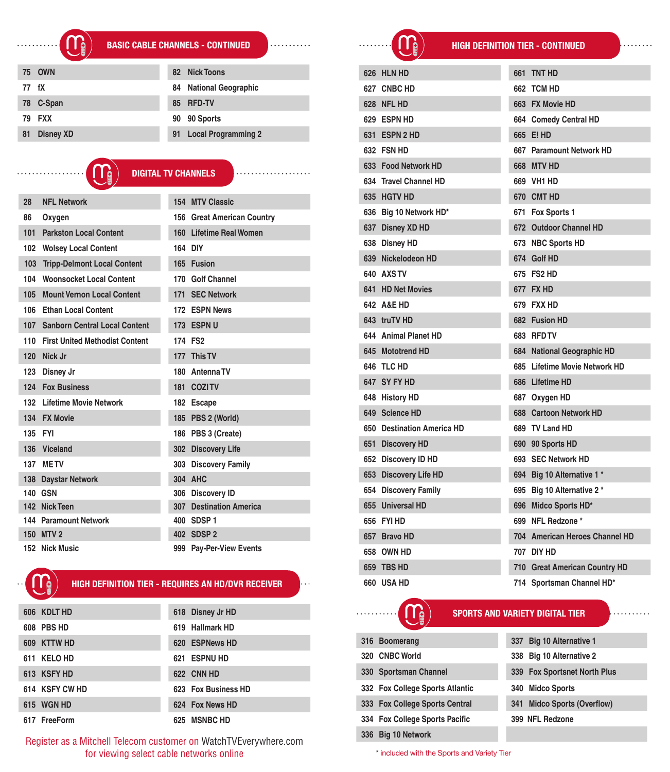## BASIC CABLE CHANNELS - CONTINUED

| | |
|---|---|
| 75 OWN | 82 Nick Toons |
| 77 fX | 84 National Geographic |
| 78 C-Span | 85 RFD-TV |
| 79 FXX | 90 90 Sports |
| 81 Disney XD | 91 Local Programming 2 |

## DIGITAL TV CHANNELS

| | |
|---|---|
| 28 NFL Network | 154 MTV Classic |
| 86 Oxygen | 156 Great American Country |
| 101 Parkston Local Content | 160 Lifetime Real Women |
| 102 Wolsey Local Content | 164 DIY |
| 103 Tripp-Delmont Local Content | 165 Fusion |
| 104 Woonsocket Local Content | 170 Golf Channel |
| 105 Mount Vernon Local Content | 171 SEC Network |
| 106 Ethan Local Content | 172 ESPN News |
| 107 Sanborn Central Local Content | 173 ESPN U |
| 110 First United Methodist Content | 174 FS2 |
| 120 Nick Jr | 177 This TV |
| 123 Disney Jr | 180 Antenna TV |
| 124 Fox Business | 181 COZI TV |
| 132 Lifetime Movie Network | 182 Escape |
| 134 FX Movie | 185 PBS 2 (World) |
| 135 FYI | 186 PBS 3 (Create) |
| 136 Viceland | 302 Discovery Life |
| 137 ME TV | 303 Discovery Family |
| 138 Daystar Network | 304 AHC |
| 140 GSN | 306 Discovery ID |
| 142 Nick Teen | 307 Destination America |
| 144 Paramount Network | 400 SDSP 1 |
| 150 MTV 2 | 402 SDSP 2 |
| 152 Nick Music | 999 Pay-Per-View Events |

## HIGH DEFINITION TIER - REQUIRES AN HD/DVR RECEIVER

| | |
|---|---|
| 606 KDLT HD | 618 Disney Jr HD |
| 608 PBS HD | 619 Hallmark HD |
| 609 KTTW HD | 620 ESPNews HD |
| 611 KELO HD | 621 ESPNU HD |
| 613 KSFY HD | 622 CNN HD |
| 614 KSFY CW HD | 623 Fox Business HD |
| 615 WGN HD | 624 Fox News HD |
| 617 FreeForm | 625 MSNBC HD |

Register as a Mitchell Telecom customer on WatchTVEverywhere.com for viewing select cable networks online

## HIGH DEFINITION TIER - CONTINUED

| | |
|---|---|
| 626 HLN HD | 661 TNT HD |
| 627 CNBC HD | 662 TCM HD |
| 628 NFL HD | 663 FX Movie HD |
| 629 ESPN HD | 664 Comedy Central HD |
| 631 ESPN 2 HD | 665 E! HD |
| 632 FSN HD | 667 Paramount Network HD |
| 633 Food Network HD | 668 MTV HD |
| 634 Travel Channel HD | 669 VH1 HD |
| 635 HGTV HD | 670 CMT HD |
| 636 Big 10 Network HD* | 671 Fox Sports 1 |
| 637 Disney XD HD | 672 Outdoor Channel HD |
| 638 Disney HD | 673 NBC Sports HD |
| 639 Nickelodeon HD | 674 Golf HD |
| 640 AXS TV | 675 FS2 HD |
| 641 HD Net Movies | 677 FX HD |
| 642 A&E HD | 679 FXX HD |
| 643 truTV HD | 682 Fusion HD |
| 644 Animal Planet HD | 683 RFD TV |
| 645 Mototrend HD | 684 National Geographic HD |
| 646 TLC HD | 685 Lifetime Movie Network HD |
| 647 SY FY HD | 686 Lifetime HD |
| 648 History HD | 687 Oxygen HD |
| 649 Science HD | 688 Cartoon Network HD |
| 650 Destination America HD | 689 TV Land HD |
| 651 Discovery HD | 690 90 Sports HD |
| 652 Discovery ID HD | 693 SEC Network HD |
| 653 Discovery Life HD | 694 Big 10 Alternative 1 * |
| 654 Discovery Family | 695 Big 10 Alternative 2 * |
| 655 Universal HD | 696 Midco Sports HD* |
| 656 FYI HD | 699 NFL Redzone * |
| 657 Bravo HD | 704 American Heroes Channel HD |
| 658 OWN HD | 707 DIY HD |
| 659 TBS HD | 710 Great American Country HD |
| 660 USA HD | 714 Sportsman Channel HD* |

## SPORTS AND VARIETY DIGITAL TIER

| | |
|---|---|
| 316 Boomerang | 337 Big 10 Alternative 1 |
| 320 CNBC World | 338 Big 10 Alternative 2 |
| 330 Sportsman Channel | 339 Fox Sportsnet North Plus |
| 332 Fox College Sports Atlantic | 340 Midco Sports |
| 333 Fox College Sports Central | 341 Midco Sports (Overflow) |
| 334 Fox College Sports Pacific | 399 NFL Redzone |
| 336 Big 10 Network | |

* included with the Sports and Variety Tier